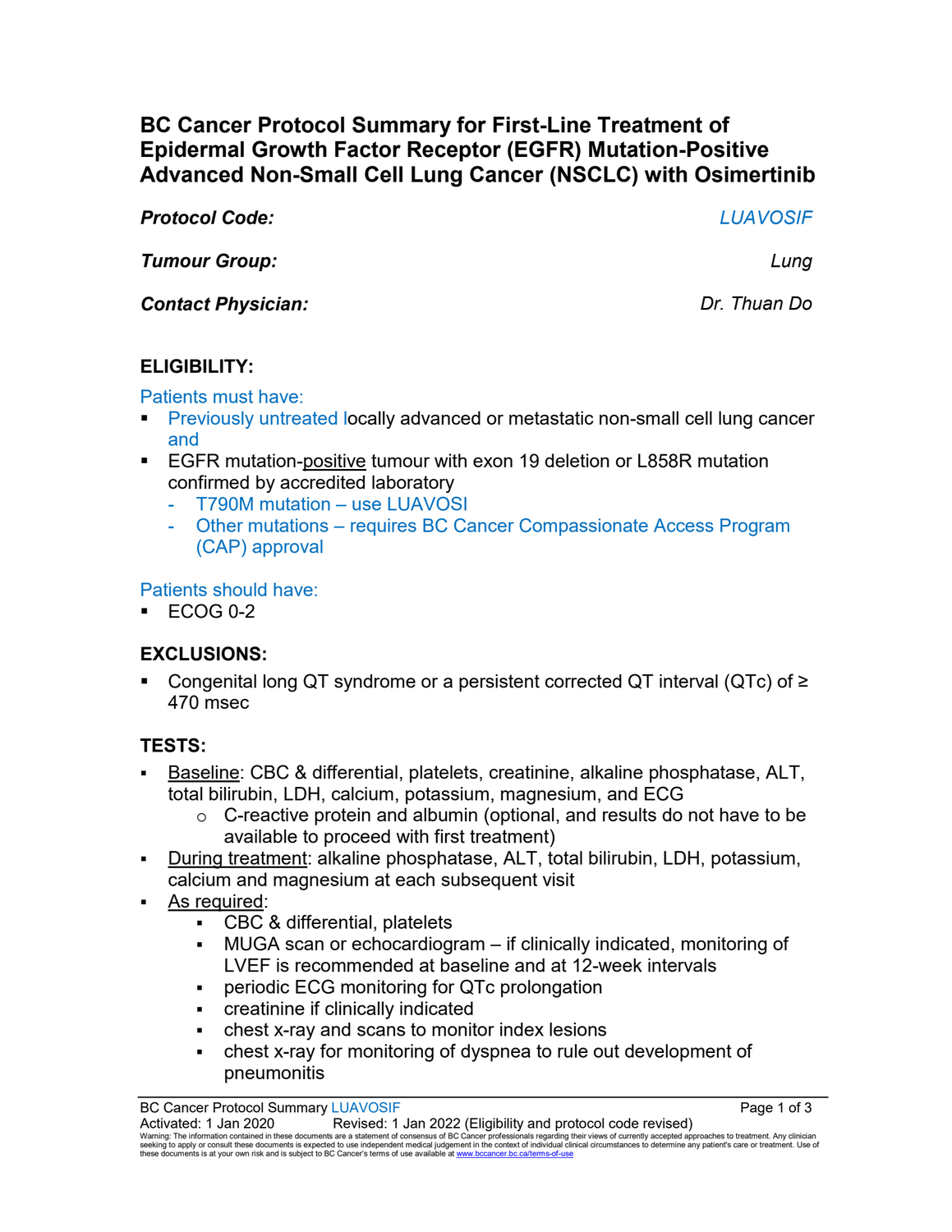# BC Cancer Protocol Summary for First-Line Treatment of Epidermal Growth Factor Receptor (EGFR) Mutation-Positive Advanced Non-Small Cell Lung Cancer (NSCLC) with Osimertinib

***Protocol Code:*** *LUAVOSIF*

***Tumour Group:*** *Lung*

***Contact Physician:*** *Dr. Thuan Do*

## ELIGIBILITY:

Patients must have:

- Previously untreated locally advanced or metastatic non-small cell lung cancer and
- EGFR mutation-positive tumour with exon 19 deletion or L858R mutation confirmed by accredited laboratory
  - T790M mutation – use LUAVOSI
  - Other mutations – requires BC Cancer Compassionate Access Program (CAP) approval

Patients should have:

- ECOG 0-2

## EXCLUSIONS:

- Congenital long QT syndrome or a persistent corrected QT interval (QTc) of ≥ 470 msec

## TESTS:

- Baseline: CBC & differential, platelets, creatinine, alkaline phosphatase, ALT, total bilirubin, LDH, calcium, potassium, magnesium, and ECG
  - C-reactive protein and albumin (optional, and results do not have to be available to proceed with first treatment)
- During treatment: alkaline phosphatase, ALT, total bilirubin, LDH, potassium, calcium and magnesium at each subsequent visit
- As required:
  - CBC & differential, platelets
  - MUGA scan or echocardiogram – if clinically indicated, monitoring of LVEF is recommended at baseline and at 12-week intervals
  - periodic ECG monitoring for QTc prolongation
  - creatinine if clinically indicated
  - chest x-ray and scans to monitor index lesions
  - chest x-ray for monitoring of dyspnea to rule out development of pneumonitis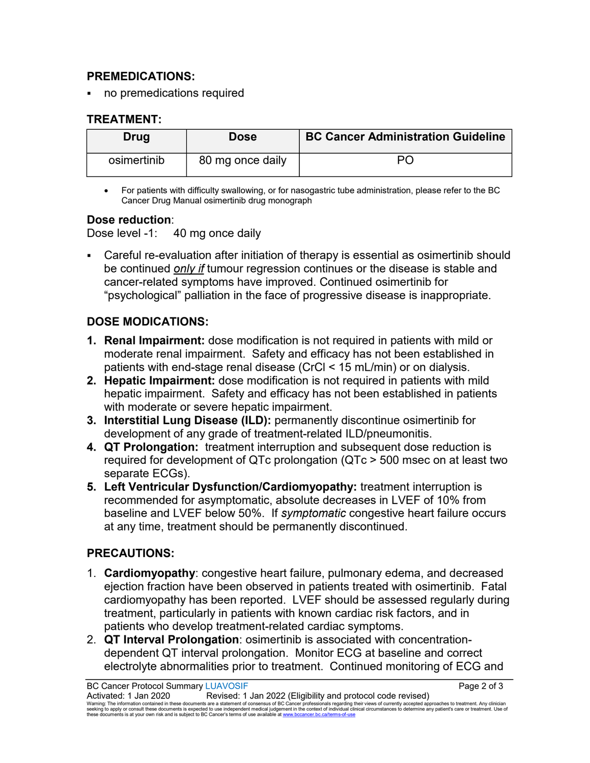**PREMEDICATIONS:**

- no premedications required

**TREATMENT:**

| Drug | Dose | BC Cancer Administration Guideline |
|---|---|---|
| osimertinib | 80 mg once daily | PO |

- For patients with difficulty swallowing, or for nasogastric tube administration, please refer to the BC Cancer Drug Manual osimertinib drug monograph

**Dose reduction**:
Dose level -1: 40 mg once daily

- Careful re-evaluation after initiation of therapy is essential as osimertinib should be continued ***only if*** tumour regression continues or the disease is stable and cancer-related symptoms have improved. Continued osimertinib for "psychological" palliation in the face of progressive disease is inappropriate.

**DOSE MODICATIONS:**

1. **Renal Impairment:** dose modification is not required in patients with mild or moderate renal impairment. Safety and efficacy has not been established in patients with end-stage renal disease (CrCl < 15 mL/min) or on dialysis.
2. **Hepatic Impairment:** dose modification is not required in patients with mild hepatic impairment. Safety and efficacy has not been established in patients with moderate or severe hepatic impairment.
3. **Interstitial Lung Disease (ILD):** permanently discontinue osimertinib for development of any grade of treatment-related ILD/pneumonitis.
4. **QT Prolongation:** treatment interruption and subsequent dose reduction is required for development of QTc prolongation (QTc > 500 msec on at least two separate ECGs).
5. **Left Ventricular Dysfunction/Cardiomyopathy:** treatment interruption is recommended for asymptomatic, absolute decreases in LVEF of 10% from baseline and LVEF below 50%. If *symptomatic* congestive heart failure occurs at any time, treatment should be permanently discontinued.

**PRECAUTIONS:**

1. **Cardiomyopathy**: congestive heart failure, pulmonary edema, and decreased ejection fraction have been observed in patients treated with osimertinib. Fatal cardiomyopathy has been reported. LVEF should be assessed regularly during treatment, particularly in patients with known cardiac risk factors, and in patients who develop treatment-related cardiac symptoms.
2. **QT Interval Prolongation**: osimertinib is associated with concentration-dependent QT interval prolongation. Monitor ECG at baseline and correct electrolyte abnormalities prior to treatment. Continued monitoring of ECG and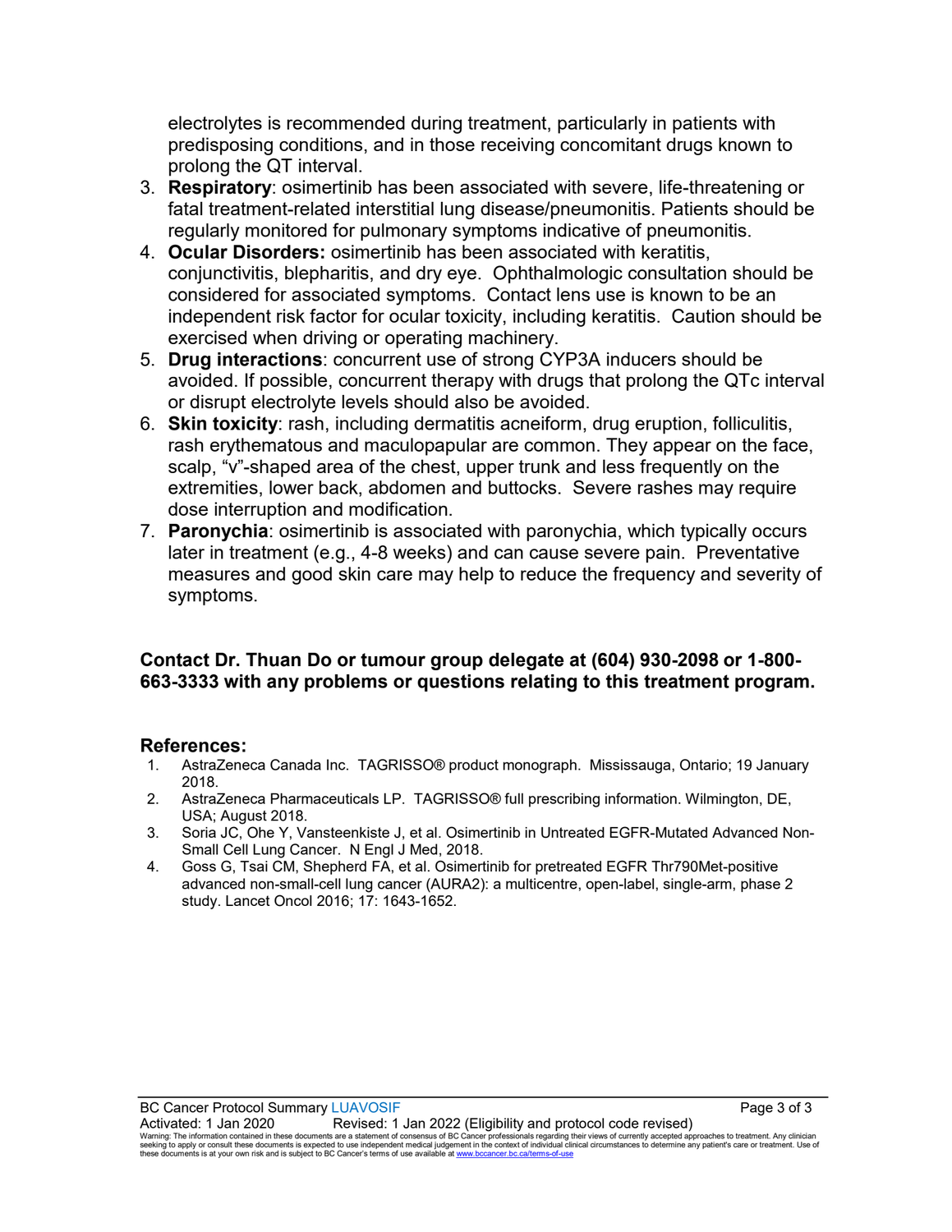electrolytes is recommended during treatment, particularly in patients with predisposing conditions, and in those receiving concomitant drugs known to prolong the QT interval.

3. **Respiratory**: osimertinib has been associated with severe, life-threatening or fatal treatment-related interstitial lung disease/pneumonitis. Patients should be regularly monitored for pulmonary symptoms indicative of pneumonitis.
4. **Ocular Disorders:** osimertinib has been associated with keratitis, conjunctivitis, blepharitis, and dry eye. Ophthalmologic consultation should be considered for associated symptoms. Contact lens use is known to be an independent risk factor for ocular toxicity, including keratitis. Caution should be exercised when driving or operating machinery.
5. **Drug interactions**: concurrent use of strong CYP3A inducers should be avoided. If possible, concurrent therapy with drugs that prolong the QTc interval or disrupt electrolyte levels should also be avoided.
6. **Skin toxicity**: rash, including dermatitis acneiform, drug eruption, folliculitis, rash erythematous and maculopapular are common. They appear on the face, scalp, "v"-shaped area of the chest, upper trunk and less frequently on the extremities, lower back, abdomen and buttocks. Severe rashes may require dose interruption and modification.
7. **Paronychia**: osimertinib is associated with paronychia, which typically occurs later in treatment (e.g., 4-8 weeks) and can cause severe pain. Preventative measures and good skin care may help to reduce the frequency and severity of symptoms.

**Contact Dr. Thuan Do or tumour group delegate at (604) 930-2098 or 1-800-663-3333 with any problems or questions relating to this treatment program.**

## References:

1. AstraZeneca Canada Inc. TAGRISSO® product monograph. Mississauga, Ontario; 19 January 2018.
2. AstraZeneca Pharmaceuticals LP. TAGRISSO® full prescribing information. Wilmington, DE, USA; August 2018.
3. Soria JC, Ohe Y, Vansteenkiste J, et al. Osimertinib in Untreated EGFR-Mutated Advanced Non-Small Cell Lung Cancer. N Engl J Med, 2018.
4. Goss G, Tsai CM, Shepherd FA, et al. Osimertinib for pretreated EGFR Thr790Met-positive advanced non-small-cell lung cancer (AURA2): a multicentre, open-label, single-arm, phase 2 study. Lancet Oncol 2016; 17: 1643-1652.